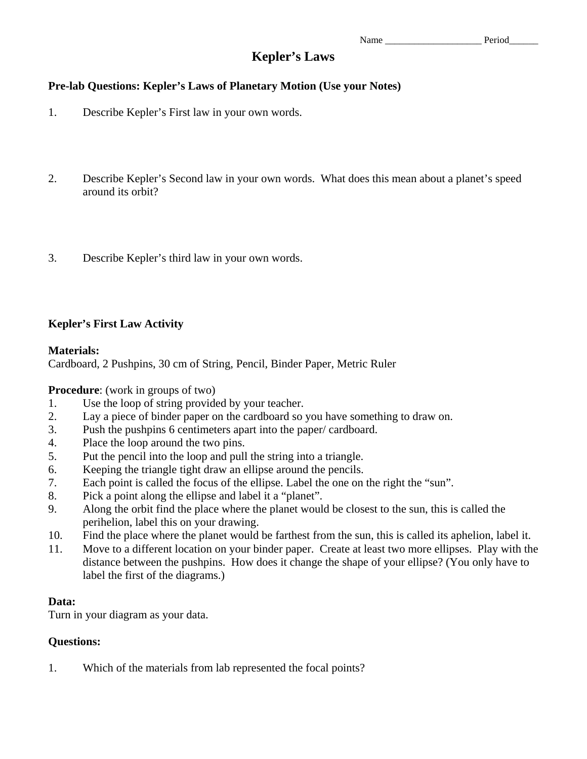Name ____________________ Period______

# Kepler's Laws

**Pre-lab Questions: Kepler's Laws of Planetary Motion (Use your Notes)**

1. Describe Kepler's First law in your own words.

2. Describe Kepler's Second law in your own words. What does this mean about a planet's speed around its orbit?

3. Describe Kepler's third law in your own words.

**Kepler's First Law Activity**

**Materials:**
Cardboard, 2 Pushpins, 30 cm of String, Pencil, Binder Paper, Metric Ruler

**Procedure**: (work in groups of two)

1. Use the loop of string provided by your teacher.
2. Lay a piece of binder paper on the cardboard so you have something to draw on.
3. Push the pushpins 6 centimeters apart into the paper/ cardboard.
4. Place the loop around the two pins.
5. Put the pencil into the loop and pull the string into a triangle.
6. Keeping the triangle tight draw an ellipse around the pencils.
7. Each point is called the focus of the ellipse. Label the one on the right the "sun".
8. Pick a point along the ellipse and label it a "planet".
9. Along the orbit find the place where the planet would be closest to the sun, this is called the perihelion, label this on your drawing.
10. Find the place where the planet would be farthest from the sun, this is called its aphelion, label it.
11. Move to a different location on your binder paper. Create at least two more ellipses. Play with the distance between the pushpins. How does it change the shape of your ellipse? (You only have to label the first of the diagrams.)

**Data:**
Turn in your diagram as your data.

**Questions:**

1. Which of the materials from lab represented the focal points?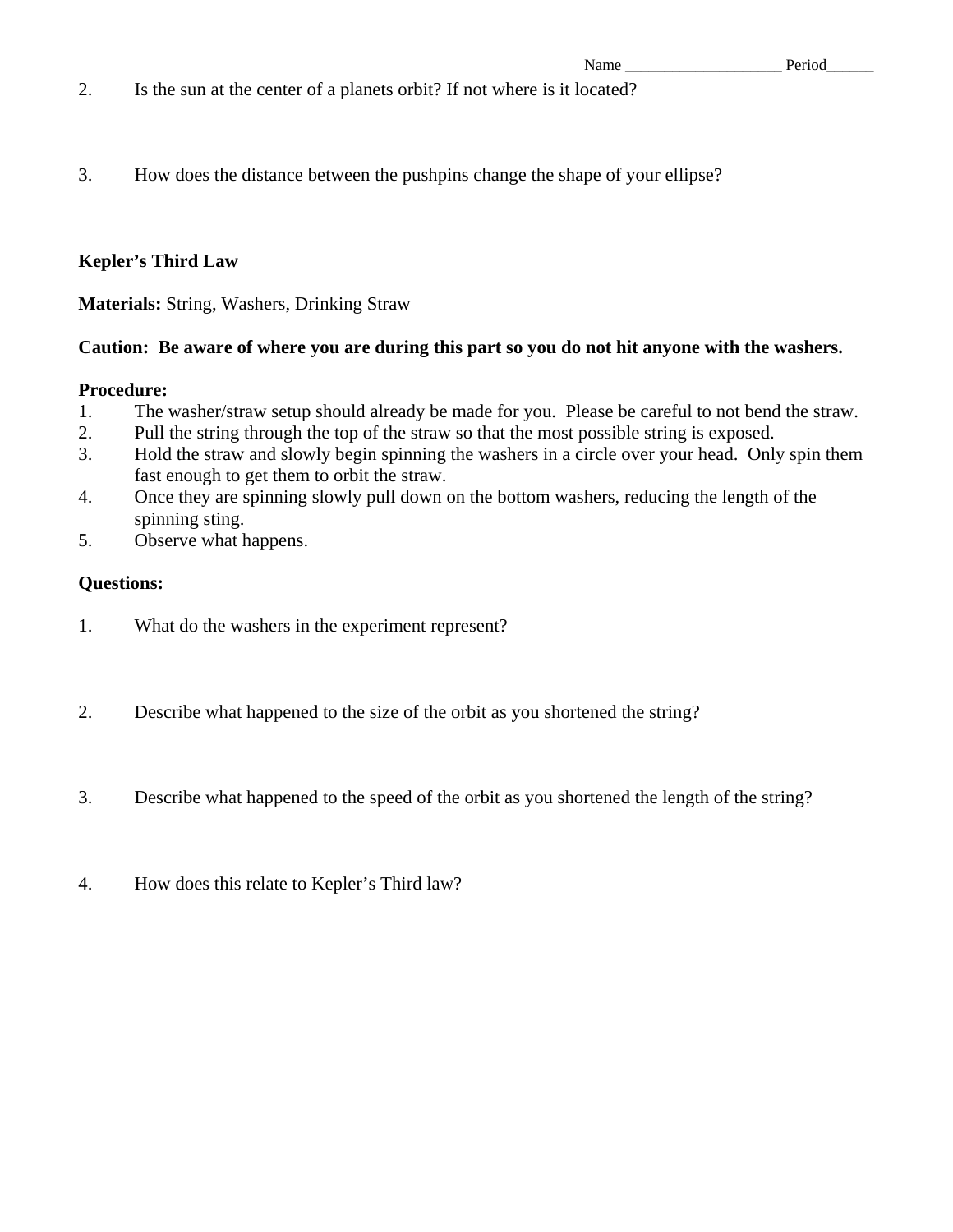Name ____________________ Period______

2. Is the sun at the center of a planets orbit? If not where is it located?

3. How does the distance between the pushpins change the shape of your ellipse?

**Kepler's Third Law**

**Materials:** String, Washers, Drinking Straw

**Caution: Be aware of where you are during this part so you do not hit anyone with the washers.**

**Procedure:**

1. The washer/straw setup should already be made for you. Please be careful to not bend the straw.
2. Pull the string through the top of the straw so that the most possible string is exposed.
3. Hold the straw and slowly begin spinning the washers in a circle over your head. Only spin them fast enough to get them to orbit the straw.
4. Once they are spinning slowly pull down on the bottom washers, reducing the length of the spinning sting.
5. Observe what happens.

**Questions:**

1. What do the washers in the experiment represent?

2. Describe what happened to the size of the orbit as you shortened the string?

3. Describe what happened to the speed of the orbit as you shortened the length of the string?

4. How does this relate to Kepler's Third law?